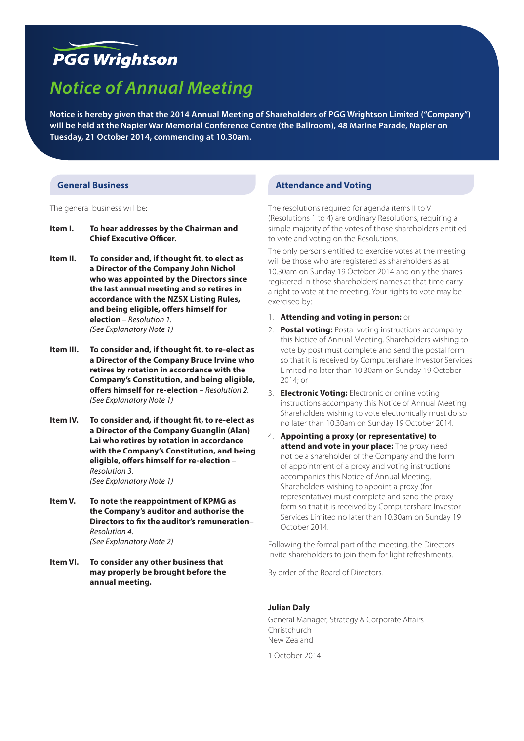**PGG Wrightson**

# Notice of Annual Meeting

**Notice is hereby given that the 2014 Annual Meeting of Shareholders of PGG Wrightson Limited ("Company") will be held at the Napier War Memorial Conference Centre (the Ballroom), 48 Marine Parade, Napier on Tuesday, 21 October 2014, commencing at 10.30am.**

## General Business

The general business will be:

**Item I.** **To hear addresses by the Chairman and Chief Executive Officer.**

**Item II.** **To consider and, if thought fit, to elect as a Director of the Company John Nichol who was appointed by the Directors since the last annual meeting and so retires in accordance with the NZSX Listing Rules, and being eligible, offers himself for election** – *Resolution 1.*
*(See Explanatory Note 1)*

**Item III.** **To consider and, if thought fit, to re-elect as a Director of the Company Bruce Irvine who retires by rotation in accordance with the Company's Constitution, and being eligible, offers himself for re-election** – *Resolution 2.*
*(See Explanatory Note 1)*

**Item IV.** **To consider and, if thought fit, to re-elect as a Director of the Company Guanglin (Alan) Lai who retires by rotation in accordance with the Company's Constitution, and being eligible, offers himself for re-election** – *Resolution 3.*
*(See Explanatory Note 1)*

**Item V.** **To note the reappointment of KPMG as the Company's auditor and authorise the Directors to fix the auditor's remuneration**– *Resolution 4.*
*(See Explanatory Note 2)*

**Item VI.** **To consider any other business that may properly be brought before the annual meeting.**

## Attendance and Voting

The resolutions required for agenda items II to V (Resolutions 1 to 4) are ordinary Resolutions, requiring a simple majority of the votes of those shareholders entitled to vote and voting on the Resolutions.

The only persons entitled to exercise votes at the meeting will be those who are registered as shareholders as at 10.30am on Sunday 19 October 2014 and only the shares registered in those shareholders' names at that time carry a right to vote at the meeting. Your rights to vote may be exercised by:

1. **Attending and voting in person:** or
2. **Postal voting:** Postal voting instructions accompany this Notice of Annual Meeting. Shareholders wishing to vote by post must complete and send the postal form so that it is received by Computershare Investor Services Limited no later than 10.30am on Sunday 19 October 2014; or
3. **Electronic Voting:** Electronic or online voting instructions accompany this Notice of Annual Meeting Shareholders wishing to vote electronically must do so no later than 10.30am on Sunday 19 October 2014.
4. **Appointing a proxy (or representative) to attend and vote in your place:** The proxy need not be a shareholder of the Company and the form of appointment of a proxy and voting instructions accompanies this Notice of Annual Meeting. Shareholders wishing to appoint a proxy (for representative) must complete and send the proxy form so that it is received by Computershare Investor Services Limited no later than 10.30am on Sunday 19 October 2014.

Following the formal part of the meeting, the Directors invite shareholders to join them for light refreshments.

By order of the Board of Directors.

**Julian Daly**

General Manager, Strategy & Corporate Affairs
Christchurch
New Zealand

1 October 2014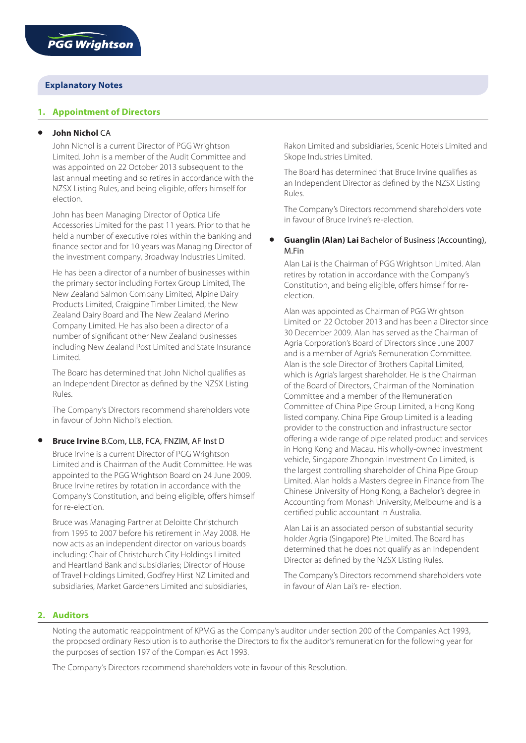## Explanatory Notes

### 1. Appointment of Directors

- **John Nichol** CA

  John Nichol is a current Director of PGG Wrightson Limited. John is a member of the Audit Committee and was appointed on 22 October 2013 subsequent to the last annual meeting and so retires in accordance with the NZSX Listing Rules, and being eligible, offers himself for election.

  John has been Managing Director of Optica Life Accessories Limited for the past 11 years. Prior to that he held a number of executive roles within the banking and finance sector and for 10 years was Managing Director of the investment company, Broadway Industries Limited.

  He has been a director of a number of businesses within the primary sector including Fortex Group Limited, The New Zealand Salmon Company Limited, Alpine Dairy Products Limited, Craigpine Timber Limited, the New Zealand Dairy Board and The New Zealand Merino Company Limited. He has also been a director of a number of significant other New Zealand businesses including New Zealand Post Limited and State Insurance Limited.

  The Board has determined that John Nichol qualifies as an Independent Director as defined by the NZSX Listing Rules.

  The Company's Directors recommend shareholders vote in favour of John Nichol's election.

- **Bruce Irvine** B.Com, LLB, FCA, FNZIM, AF Inst D

  Bruce Irvine is a current Director of PGG Wrightson Limited and is Chairman of the Audit Committee. He was appointed to the PGG Wrightson Board on 24 June 2009. Bruce Irvine retires by rotation in accordance with the Company's Constitution, and being eligible, offers himself for re-election.

  Bruce was Managing Partner at Deloitte Christchurch from 1995 to 2007 before his retirement in May 2008. He now acts as an independent director on various boards including: Chair of Christchurch City Holdings Limited and Heartland Bank and subsidiaries; Director of House of Travel Holdings Limited, Godfrey Hirst NZ Limited and subsidiaries, Market Gardeners Limited and subsidiaries, Rakon Limited and subsidiaries, Scenic Hotels Limited and Skope Industries Limited.

  The Board has determined that Bruce Irvine qualifies as an Independent Director as defined by the NZSX Listing Rules.

  The Company's Directors recommend shareholders vote in favour of Bruce Irvine's re-election.

- **Guanglin (Alan) Lai** Bachelor of Business (Accounting), M.Fin

  Alan Lai is the Chairman of PGG Wrightson Limited. Alan retires by rotation in accordance with the Company's Constitution, and being eligible, offers himself for re-election.

  Alan was appointed as Chairman of PGG Wrightson Limited on 22 October 2013 and has been a Director since 30 December 2009. Alan has served as the Chairman of Agria Corporation's Board of Directors since June 2007 and is a member of Agria's Remuneration Committee. Alan is the sole Director of Brothers Capital Limited, which is Agria's largest shareholder. He is the Chairman of the Board of Directors, Chairman of the Nomination Committee and a member of the Remuneration Committee of China Pipe Group Limited, a Hong Kong listed company. China Pipe Group Limited is a leading provider to the construction and infrastructure sector offering a wide range of pipe related product and services in Hong Kong and Macau. His wholly-owned investment vehicle, Singapore Zhongxin Investment Co Limited, is the largest controlling shareholder of China Pipe Group Limited. Alan holds a Masters degree in Finance from The Chinese University of Hong Kong, a Bachelor's degree in Accounting from Monash University, Melbourne and is a certified public accountant in Australia.

  Alan Lai is an associated person of substantial security holder Agria (Singapore) Pte Limited. The Board has determined that he does not qualify as an Independent Director as defined by the NZSX Listing Rules.

  The Company's Directors recommend shareholders vote in favour of Alan Lai's re- election.

### 2. Auditors

Noting the automatic reappointment of KPMG as the Company's auditor under section 200 of the Companies Act 1993, the proposed ordinary Resolution is to authorise the Directors to fix the auditor's remuneration for the following year for the purposes of section 197 of the Companies Act 1993.

The Company's Directors recommend shareholders vote in favour of this Resolution.